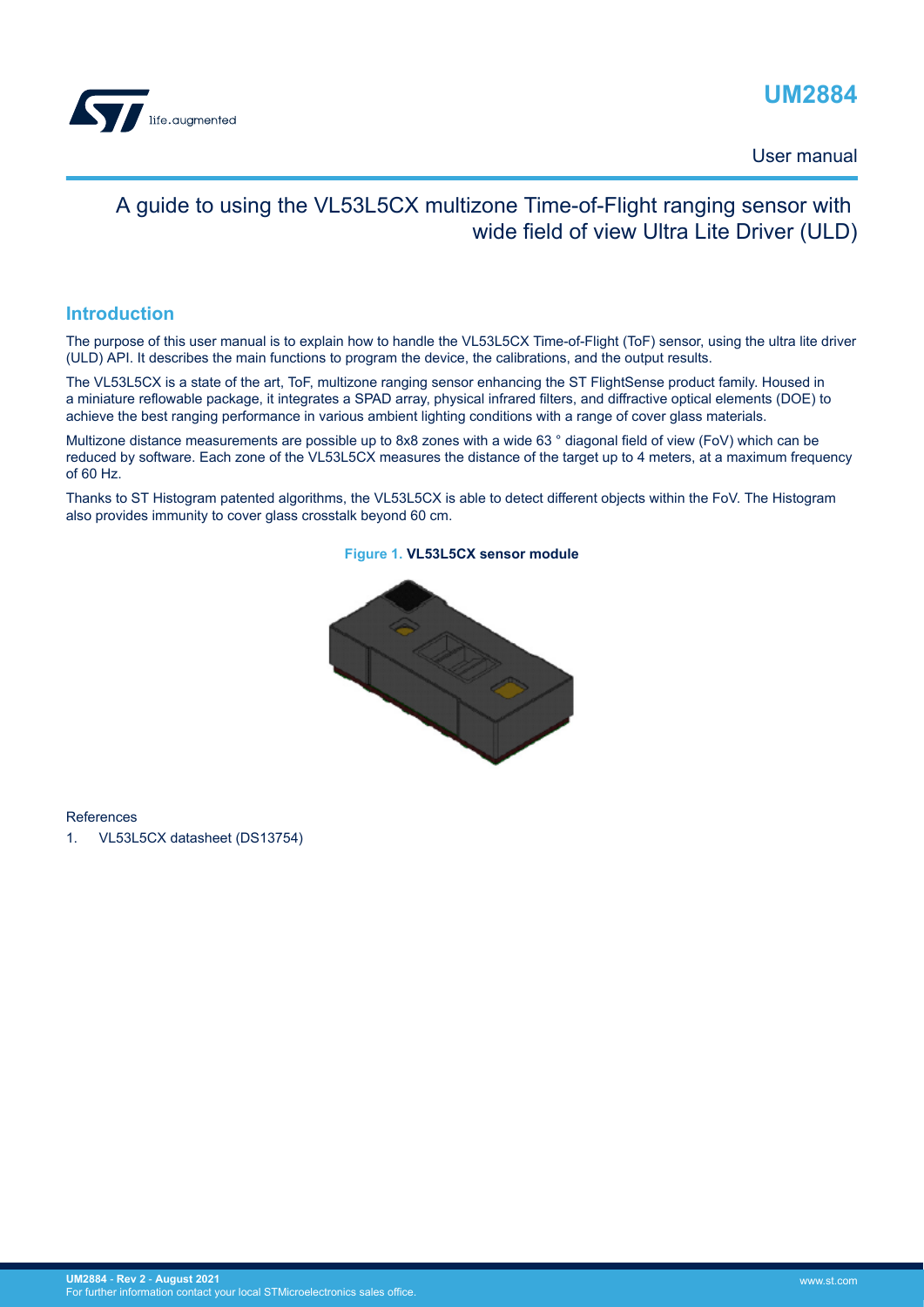# UM2884

User manual

## A guide to using the VL53L5CX multizone Time-of-Flight ranging sensor with wide field of view Ultra Lite Driver (ULD)

## Introduction

The purpose of this user manual is to explain how to handle the VL53L5CX Time-of-Flight (ToF) sensor, using the ultra lite driver (ULD) API. It describes the main functions to program the device, the calibrations, and the output results.

The VL53L5CX is a state of the art, ToF, multizone ranging sensor enhancing the ST FlightSense product family. Housed in a miniature reflowable package, it integrates a SPAD array, physical infrared filters, and diffractive optical elements (DOE) to achieve the best ranging performance in various ambient lighting conditions with a range of cover glass materials.

Multizone distance measurements are possible up to 8x8 zones with a wide 63 ° diagonal field of view (FoV) which can be reduced by software. Each zone of the VL53L5CX measures the distance of the target up to 4 meters, at a maximum frequency of 60 Hz.

Thanks to ST Histogram patented algorithms, the VL53L5CX is able to detect different objects within the FoV. The Histogram also provides immunity to cover glass crosstalk beyond 60 cm.

**Figure 1. VL53L5CX sensor module**

References

1. VL53L5CX datasheet (DS13754)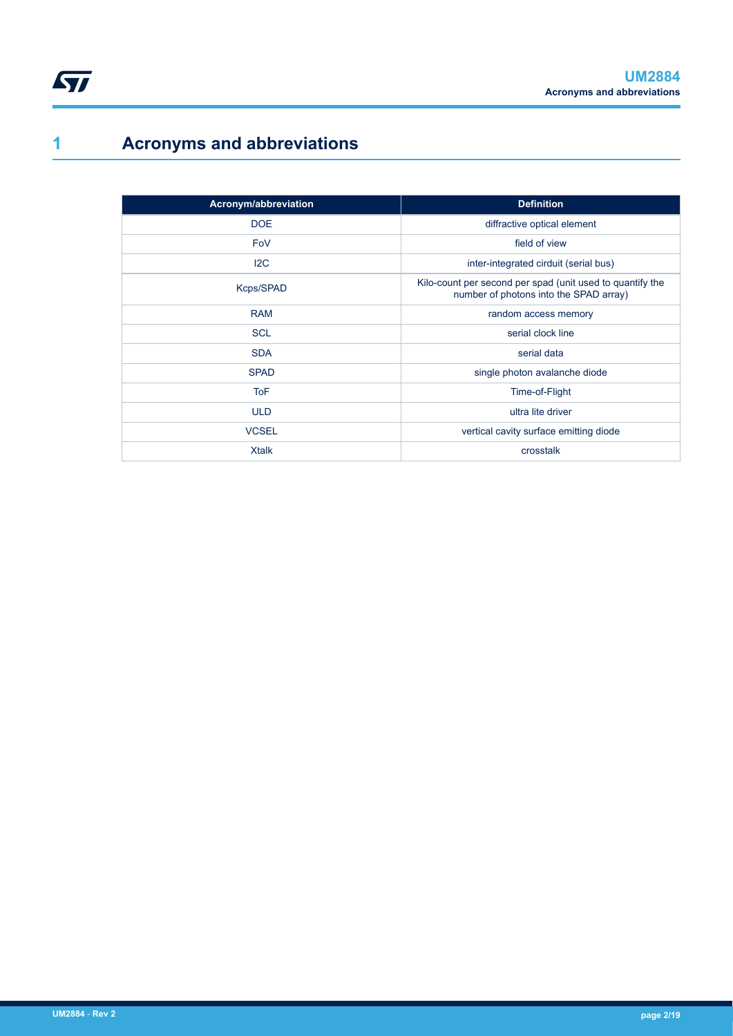# 1 Acronyms and abbreviations

| Acronym/abbreviation | Definition |
|---|---|
| DOE | diffractive optical element |
| FoV | field of view |
| I2C | inter-integrated cirduit (serial bus) |
| Kcps/SPAD | Kilo-count per second per spad (unit used to quantify the number of photons into the SPAD array) |
| RAM | random access memory |
| SCL | serial clock line |
| SDA | serial data |
| SPAD | single photon avalanche diode |
| ToF | Time-of-Flight |
| ULD | ultra lite driver |
| VCSEL | vertical cavity surface emitting diode |
| Xtalk | crosstalk |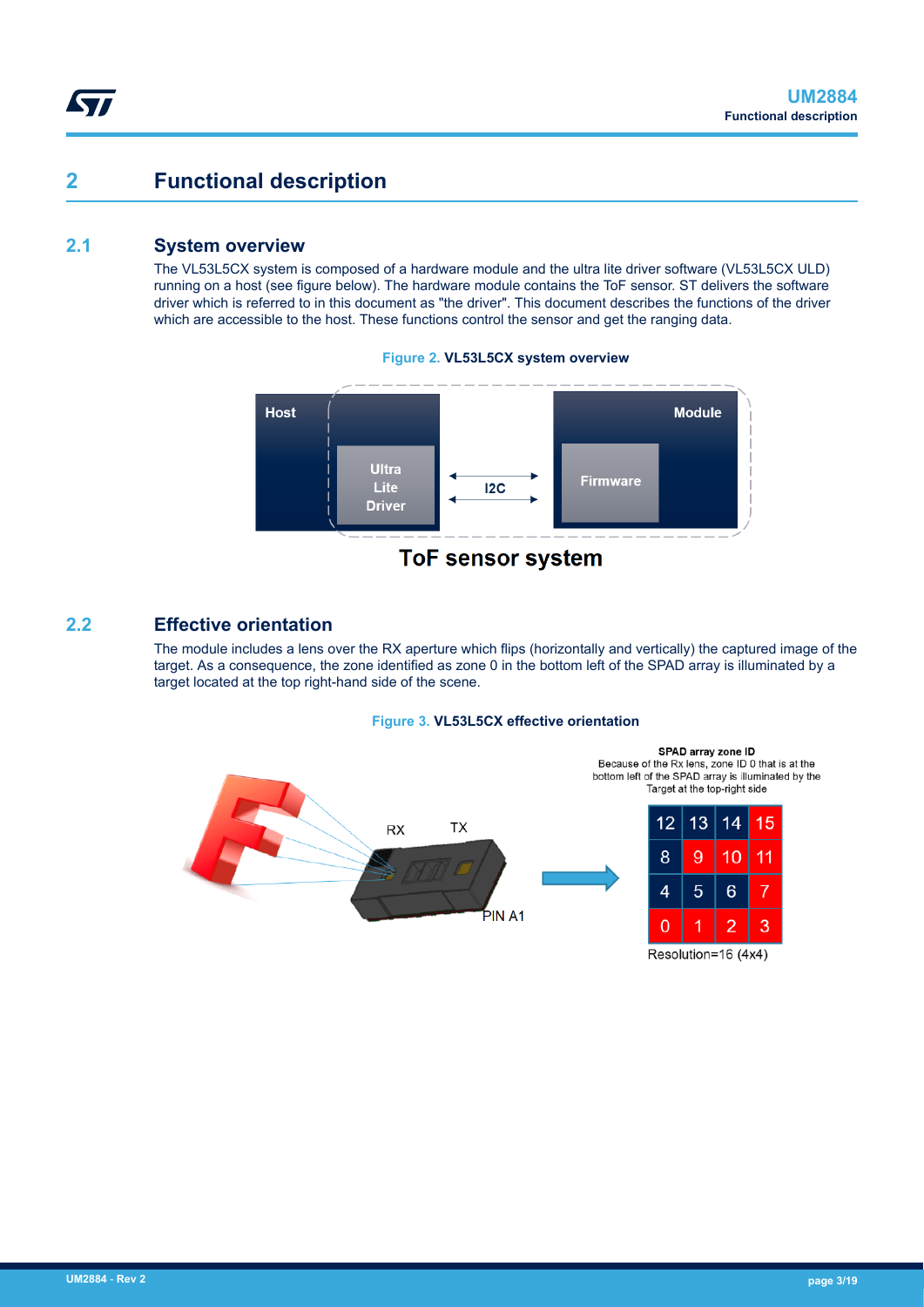# 2 Functional description

## 2.1 System overview

The VL53L5CX system is composed of a hardware module and the ultra lite driver software (VL53L5CX ULD) running on a host (see figure below). The hardware module contains the ToF sensor. ST delivers the software driver which is referred to in this document as "the driver". This document describes the functions of the driver which are accessible to the host. These functions control the sensor and get the ranging data.

**Figure 2. VL53L5CX system overview**

## 2.2 Effective orientation

The module includes a lens over the RX aperture which flips (horizontally and vertically) the captured image of the target. As a consequence, the zone identified as zone 0 in the bottom left of the SPAD array is illuminated by a target located at the top right-hand side of the scene.

**Figure 3. VL53L5CX effective orientation**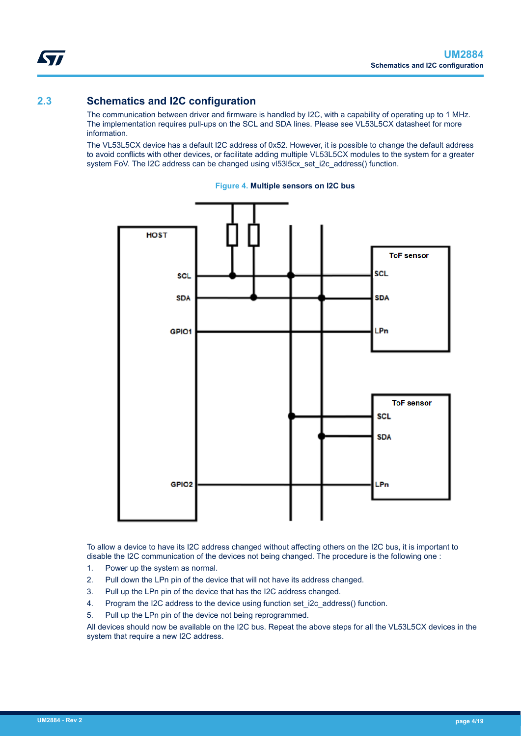## 2.3 Schematics and I2C configuration

The communication between driver and firmware is handled by I2C, with a capability of operating up to 1 MHz. The implementation requires pull-ups on the SCL and SDA lines. Please see VL53L5CX datasheet for more information.

The VL53L5CX device has a default I2C address of 0x52. However, it is possible to change the default address to avoid conflicts with other devices, or facilitate adding multiple VL53L5CX modules to the system for a greater system FoV. The I2C address can be changed using vl53l5cx_set_i2c_address() function.

**Figure 4. Multiple sensors on I2C bus**

To allow a device to have its I2C address changed without affecting others on the I2C bus, it is important to disable the I2C communication of the devices not being changed. The procedure is the following one :

1. Power up the system as normal.
2. Pull down the LPn pin of the device that will not have its address changed.
3. Pull up the LPn pin of the device that has the I2C address changed.
4. Program the I2C address to the device using function set_i2c_address() function.
5. Pull up the LPn pin of the device not being reprogrammed.

All devices should now be available on the I2C bus. Repeat the above steps for all the VL53L5CX devices in the system that require a new I2C address.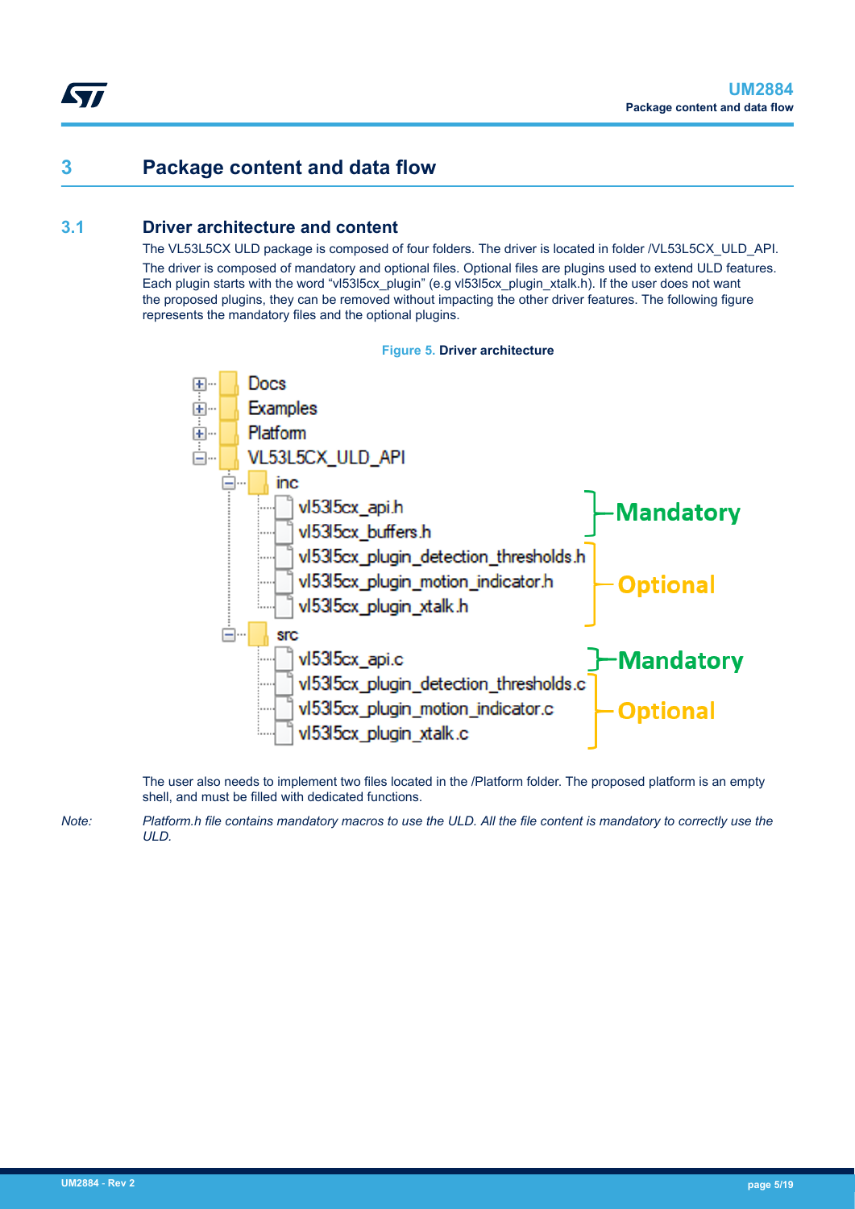# 3 Package content and data flow

## 3.1 Driver architecture and content

The VL53L5CX ULD package is composed of four folders. The driver is located in folder /VL53L5CX_ULD_API.

The driver is composed of mandatory and optional files. Optional files are plugins used to extend ULD features. Each plugin starts with the word "vl53l5cx_plugin" (e.g vl53l5cx_plugin_xtalk.h). If the user does not want the proposed plugins, they can be removed without impacting the other driver features. The following figure represents the mandatory files and the optional plugins.

**Figure 5. Driver architecture**

```
Docs
Examples
Platform
VL53L5CX_ULD_API
  inc
    vl53l5cx_api.h                          } Mandatory
    vl53l5cx_buffers.h                      }
    vl53l5cx_plugin_detection_thresholds.h  } Optional
    vl53l5cx_plugin_motion_indicator.h      }
    vl53l5cx_plugin_xtalk.h                 }
  src
    vl53l5cx_api.c                          } Mandatory
    vl53l5cx_plugin_detection_thresholds.c  } Optional
    vl53l5cx_plugin_motion_indicator.c      }
    vl53l5cx_plugin_xtalk.c                 }
```

The user also needs to implement two files located in the /Platform folder. The proposed platform is an empty shell, and must be filled with dedicated functions.

*Note: Platform.h file contains mandatory macros to use the ULD. All the file content is mandatory to correctly use the ULD.*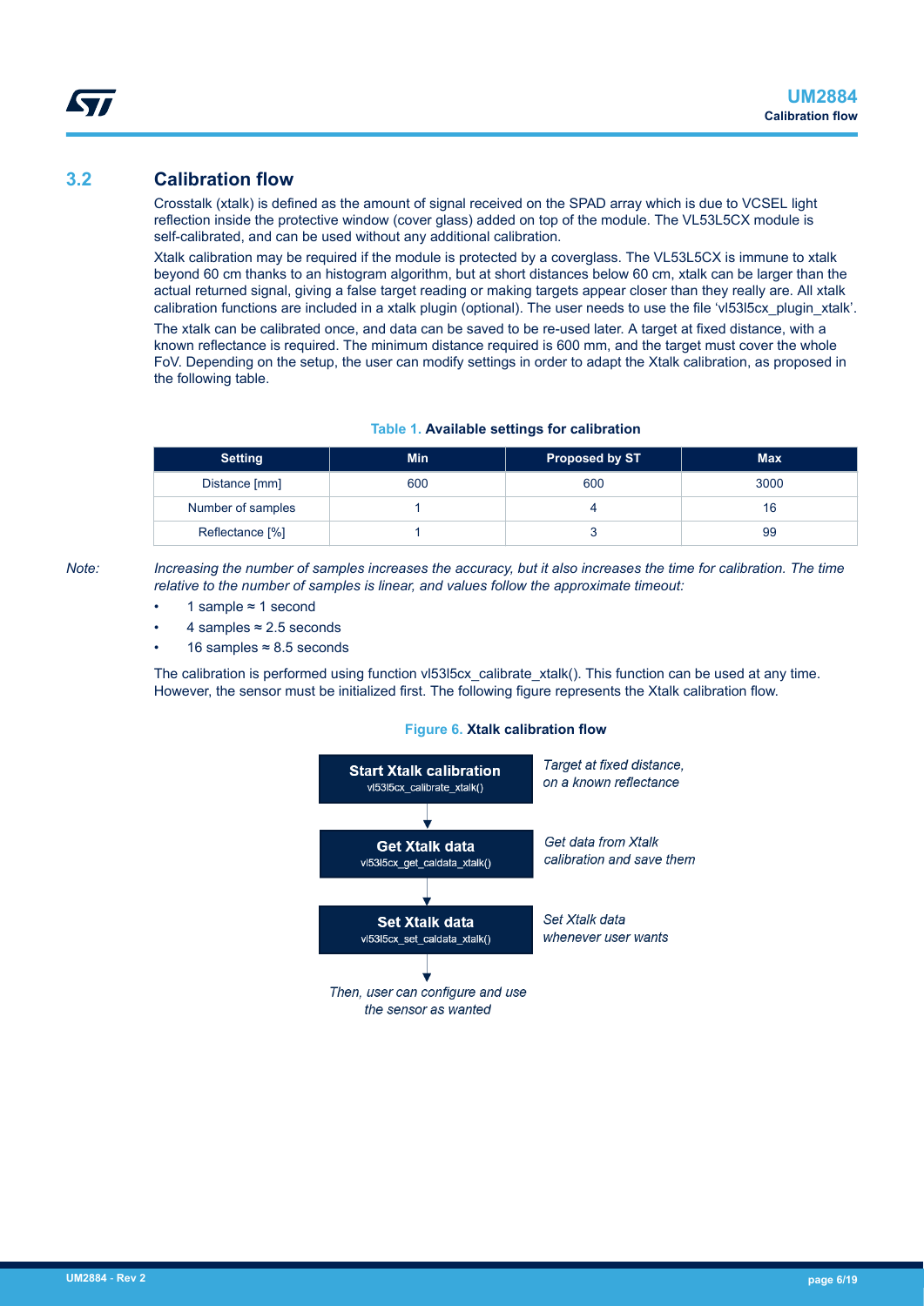## 3.2 Calibration flow

Crosstalk (xtalk) is defined as the amount of signal received on the SPAD array which is due to VCSEL light reflection inside the protective window (cover glass) added on top of the module. The VL53L5CX module is self-calibrated, and can be used without any additional calibration.

Xtalk calibration may be required if the module is protected by a coverglass. The VL53L5CX is immune to xtalk beyond 60 cm thanks to an histogram algorithm, but at short distances below 60 cm, xtalk can be larger than the actual returned signal, giving a false target reading or making targets appear closer than they really are. All xtalk calibration functions are included in a xtalk plugin (optional). The user needs to use the file 'vl53l5cx_plugin_xtalk'.

The xtalk can be calibrated once, and data can be saved to be re-used later. A target at fixed distance, with a known reflectance is required. The minimum distance required is 600 mm, and the target must cover the whole FoV. Depending on the setup, the user can modify settings in order to adapt the Xtalk calibration, as proposed in the following table.

**Table 1. Available settings for calibration**

| Setting | Min | Proposed by ST | Max |
|---|---|---|---|
| Distance [mm] | 600 | 600 | 3000 |
| Number of samples | 1 | 4 | 16 |
| Reflectance [%] | 1 | 3 | 99 |

*Note: Increasing the number of samples increases the accuracy, but it also increases the time for calibration. The time relative to the number of samples is linear, and values follow the approximate timeout:*

- 1 sample ≈ 1 second
- 4 samples ≈ 2.5 seconds
- 16 samples ≈ 8.5 seconds

The calibration is performed using function vl53l5cx_calibrate_xtalk(). This function can be used at any time. However, the sensor must be initialized first. The following figure represents the Xtalk calibration flow.

**Figure 6. Xtalk calibration flow**

**Start Xtalk calibration**
vl53l5cx_calibrate_xtalk()
*Target at fixed distance, on a known reflectance*

↓

**Get Xtalk data**
vl53l5cx_get_caldata_xtalk()
*Get data from Xtalk calibration and save them*

↓

**Set Xtalk data**
vl53l5cx_set_caldata_xtalk()
*Set Xtalk data whenever user wants*

↓

*Then, user can configure and use the sensor as wanted*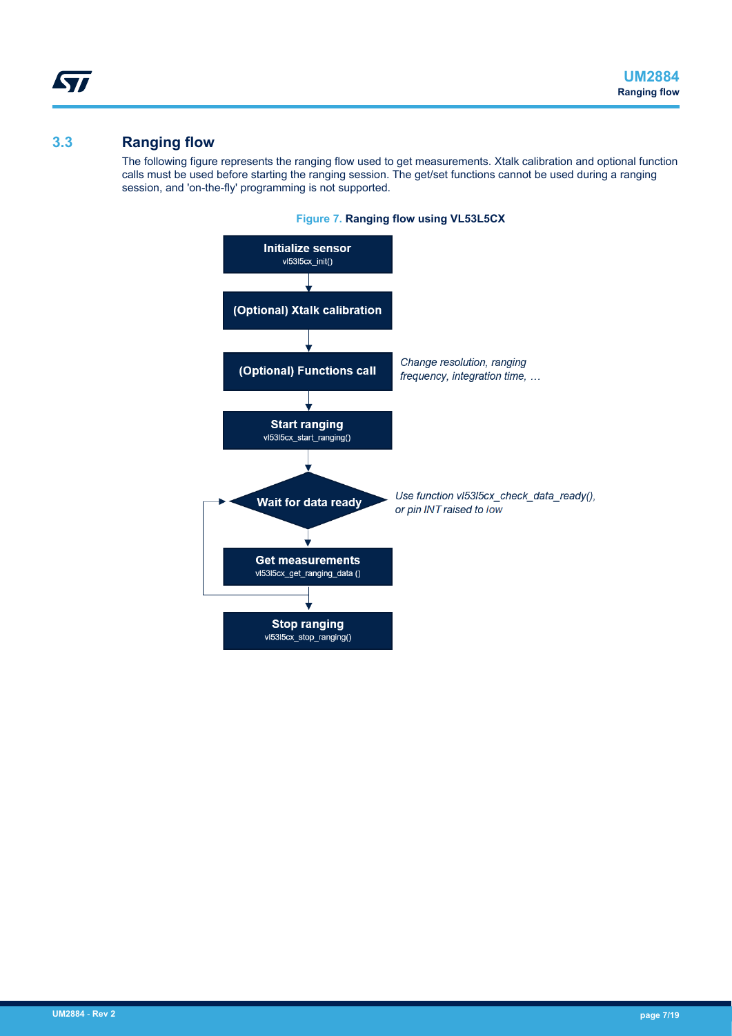## 3.3 Ranging flow

The following figure represents the ranging flow used to get measurements. Xtalk calibration and optional function calls must be used before starting the ranging session. The get/set functions cannot be used during a ranging session, and 'on-the-fly' programming is not supported.

**Figure 7.** **Ranging flow using VL53L5CX**

**Initialize sensor**
vl53l5cx_init()

↓

**(Optional) Xtalk calibration**

↓

**(Optional) Functions call** — *Change resolution, ranging frequency, integration time, …*

↓

**Start ranging**
vl53l5cx_start_ranging()

↓

**Wait for data ready** — *Use function vl53l5cx_check_data_ready(), or pin INT raised to low*

↓

**Get measurements**
vl53l5cx_get_ranging_data ()

(loop back to Wait for data ready)

↓

**Stop ranging**
vl53l5cx_stop_ranging()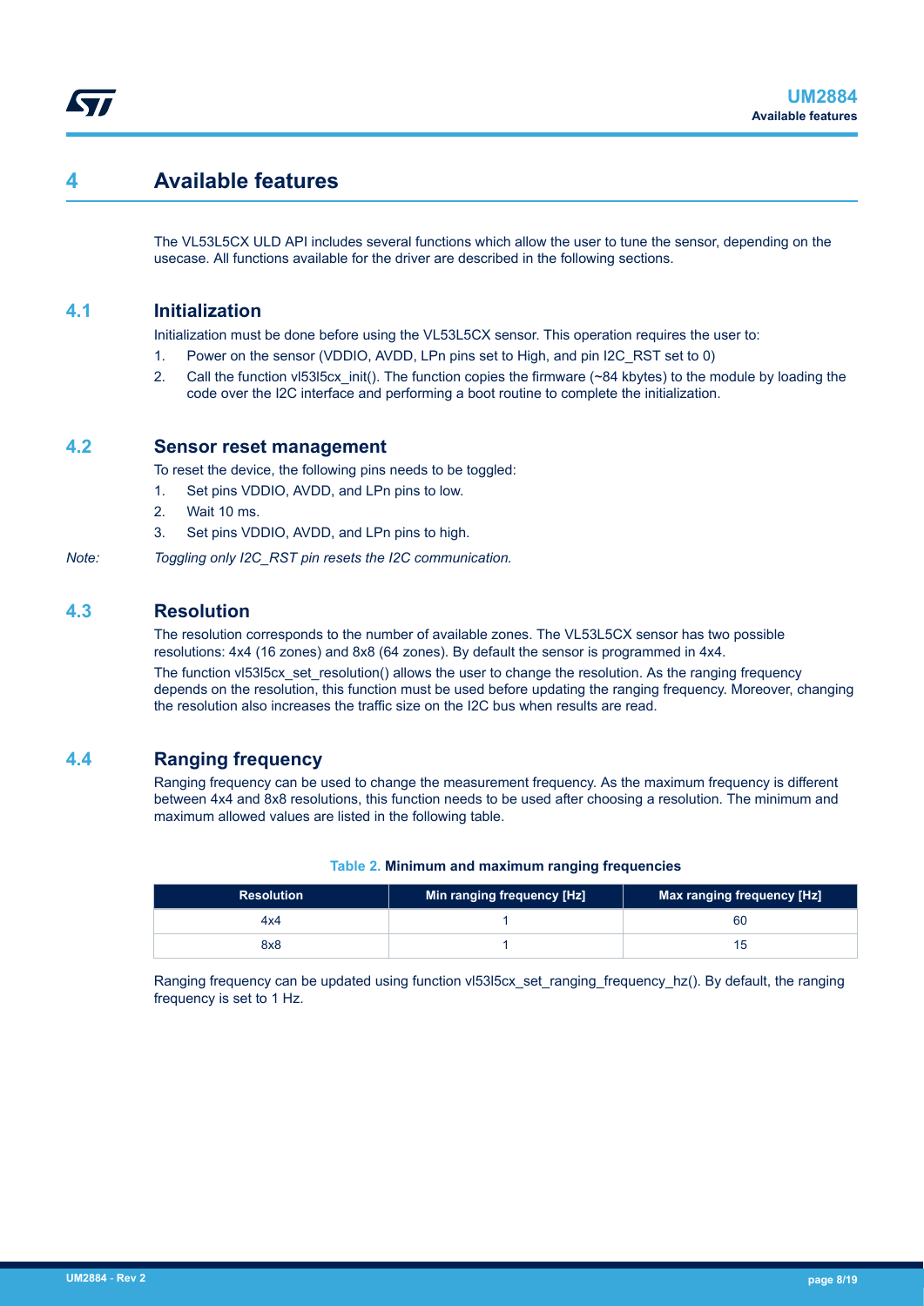# 4 Available features

The VL53L5CX ULD API includes several functions which allow the user to tune the sensor, depending on the usecase. All functions available for the driver are described in the following sections.

## 4.1 Initialization

Initialization must be done before using the VL53L5CX sensor. This operation requires the user to:

1. Power on the sensor (VDDIO, AVDD, LPn pins set to High, and pin I2C_RST set to 0)
2. Call the function vl53l5cx_init(). The function copies the firmware (~84 kbytes) to the module by loading the code over the I2C interface and performing a boot routine to complete the initialization.

## 4.2 Sensor reset management

To reset the device, the following pins needs to be toggled:

1. Set pins VDDIO, AVDD, and LPn pins to low.
2. Wait 10 ms.
3. Set pins VDDIO, AVDD, and LPn pins to high.

*Note: Toggling only I2C_RST pin resets the I2C communication.*

## 4.3 Resolution

The resolution corresponds to the number of available zones. The VL53L5CX sensor has two possible resolutions: 4x4 (16 zones) and 8x8 (64 zones). By default the sensor is programmed in 4x4.

The function vl53l5cx_set_resolution() allows the user to change the resolution. As the ranging frequency depends on the resolution, this function must be used before updating the ranging frequency. Moreover, changing the resolution also increases the traffic size on the I2C bus when results are read.

## 4.4 Ranging frequency

Ranging frequency can be used to change the measurement frequency. As the maximum frequency is different between 4x4 and 8x8 resolutions, this function needs to be used after choosing a resolution. The minimum and maximum allowed values are listed in the following table.

**Table 2. Minimum and maximum ranging frequencies**

| Resolution | Min ranging frequency [Hz] | Max ranging frequency [Hz] |
|---|---|---|
| 4x4 | 1 | 60 |
| 8x8 | 1 | 15 |

Ranging frequency can be updated using function vl53l5cx_set_ranging_frequency_hz(). By default, the ranging frequency is set to 1 Hz.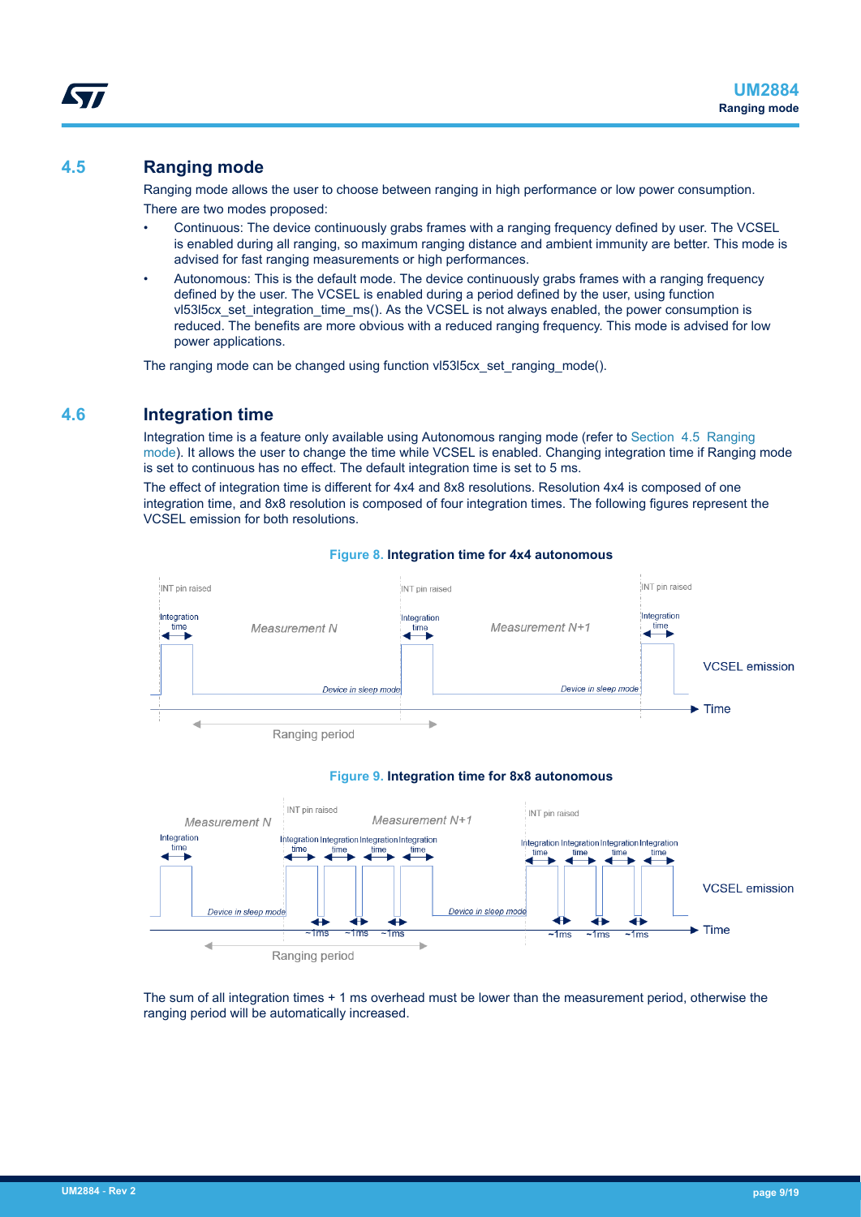## 4.5 Ranging mode

Ranging mode allows the user to choose between ranging in high performance or low power consumption.

There are two modes proposed:

- Continuous: The device continuously grabs frames with a ranging frequency defined by user. The VCSEL is enabled during all ranging, so maximum ranging distance and ambient immunity are better. This mode is advised for fast ranging measurements or high performances.
- Autonomous: This is the default mode. The device continuously grabs frames with a ranging frequency defined by the user. The VCSEL is enabled during a period defined by the user, using function vl53l5cx_set_integration_time_ms(). As the VCSEL is not always enabled, the power consumption is reduced. The benefits are more obvious with a reduced ranging frequency. This mode is advised for low power applications.

The ranging mode can be changed using function vl53l5cx_set_ranging_mode().

## 4.6 Integration time

Integration time is a feature only available using Autonomous ranging mode (refer to Section 4.5 Ranging mode). It allows the user to change the time while VCSEL is enabled. Changing integration time if Ranging mode is set to continuous has no effect. The default integration time is set to 5 ms.

The effect of integration time is different for 4x4 and 8x8 resolutions. Resolution 4x4 is composed of one integration time, and 8x8 resolution is composed of four integration times. The following figures represent the VCSEL emission for both resolutions.

**Figure 8. Integration time for 4x4 autonomous**

**Figure 9. Integration time for 8x8 autonomous**

The sum of all integration times + 1 ms overhead must be lower than the measurement period, otherwise the ranging period will be automatically increased.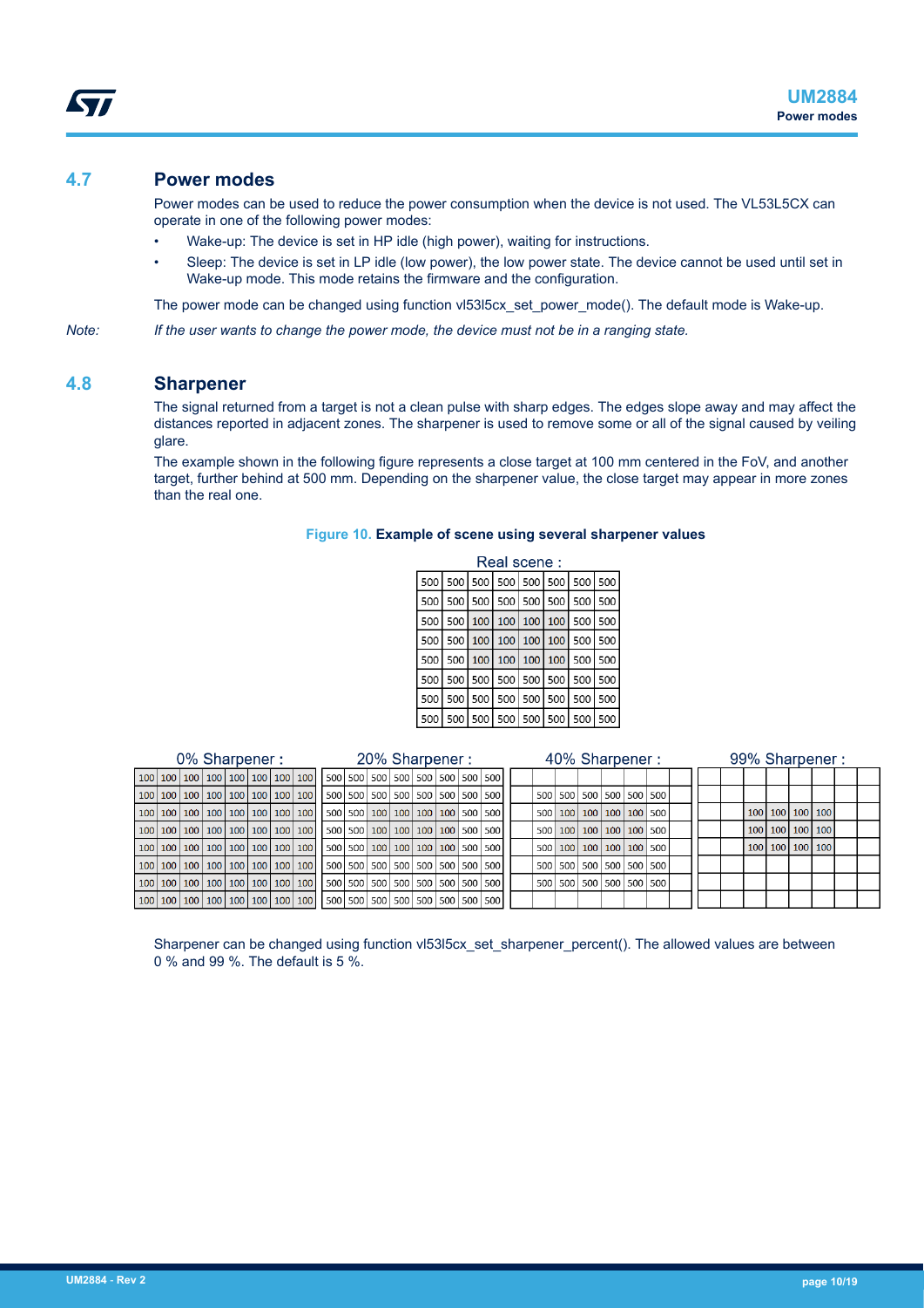## 4.7 Power modes

Power modes can be used to reduce the power consumption when the device is not used. The VL53L5CX can operate in one of the following power modes:

- Wake-up: The device is set in HP idle (high power), waiting for instructions.
- Sleep: The device is set in LP idle (low power), the low power state. The device cannot be used until set in Wake-up mode. This mode retains the firmware and the configuration.

The power mode can be changed using function vl53l5cx_set_power_mode(). The default mode is Wake-up.

*Note: If the user wants to change the power mode, the device must not be in a ranging state.*

## 4.8 Sharpener

The signal returned from a target is not a clean pulse with sharp edges. The edges slope away and may affect the distances reported in adjacent zones. The sharpener is used to remove some or all of the signal caused by veiling glare.

The example shown in the following figure represents a close target at 100 mm centered in the FoV, and another target, further behind at 500 mm. Depending on the sharpener value, the close target may appear in more zones than the real one.

**Figure 10. Example of scene using several sharpener values**

Real scene :

| | | | | | | | |
|---|---|---|---|---|---|---|---|
| 500 | 500 | 500 | 500 | 500 | 500 | 500 | 500 |
| 500 | 500 | 500 | 500 | 500 | 500 | 500 | 500 |
| 500 | 500 | 100 | 100 | 100 | 100 | 500 | 500 |
| 500 | 500 | 100 | 100 | 100 | 100 | 500 | 500 |
| 500 | 500 | 100 | 100 | 100 | 100 | 500 | 500 |
| 500 | 500 | 500 | 500 | 500 | 500 | 500 | 500 |
| 500 | 500 | 500 | 500 | 500 | 500 | 500 | 500 |
| 500 | 500 | 500 | 500 | 500 | 500 | 500 | 500 |

0% Sharpener :

| | | | | | | | |
|---|---|---|---|---|---|---|---|
| 100 | 100 | 100 | 100 | 100 | 100 | 100 | 100 |
| 100 | 100 | 100 | 100 | 100 | 100 | 100 | 100 |
| 100 | 100 | 100 | 100 | 100 | 100 | 100 | 100 |
| 100 | 100 | 100 | 100 | 100 | 100 | 100 | 100 |
| 100 | 100 | 100 | 100 | 100 | 100 | 100 | 100 |
| 100 | 100 | 100 | 100 | 100 | 100 | 100 | 100 |
| 100 | 100 | 100 | 100 | 100 | 100 | 100 | 100 |
| 100 | 100 | 100 | 100 | 100 | 100 | 100 | 100 |

20% Sharpener :

| | | | | | | | |
|---|---|---|---|---|---|---|---|
| 500 | 500 | 500 | 500 | 500 | 500 | 500 | 500 |
| 500 | 500 | 500 | 500 | 500 | 500 | 500 | 500 |
| 500 | 500 | 100 | 100 | 100 | 100 | 500 | 500 |
| 500 | 500 | 100 | 100 | 100 | 100 | 500 | 500 |
| 500 | 500 | 100 | 100 | 100 | 100 | 500 | 500 |
| 500 | 500 | 500 | 500 | 500 | 500 | 500 | 500 |
| 500 | 500 | 500 | 500 | 500 | 500 | 500 | 500 |
| 500 | 500 | 500 | 500 | 500 | 500 | 500 | 500 |

40% Sharpener :

| | | | | | | | |
|---|---|---|---|---|---|---|---|
| | | | | | | | |
| | 500 | 500 | 500 | 500 | 500 | 500 | |
| | 500 | 100 | 100 | 100 | 100 | 500 | |
| | 500 | 100 | 100 | 100 | 100 | 500 | |
| | 500 | 100 | 100 | 100 | 100 | 500 | |
| | 500 | 500 | 500 | 500 | 500 | 500 | |
| | 500 | 500 | 500 | 500 | 500 | 500 | |
| | | | | | | | |

99% Sharpener :

| | | | | | | | |
|---|---|---|---|---|---|---|---|
| | | | | | | | |
| | | | | | | | |
| | | 100 | 100 | 100 | 100 | | |
| | | 100 | 100 | 100 | 100 | | |
| | | 100 | 100 | 100 | 100 | | |
| | | | | | | | |
| | | | | | | | |
| | | | | | | | |

Sharpener can be changed using function vl53l5cx_set_sharpener_percent(). The allowed values are between 0 % and 99 %. The default is 5 %.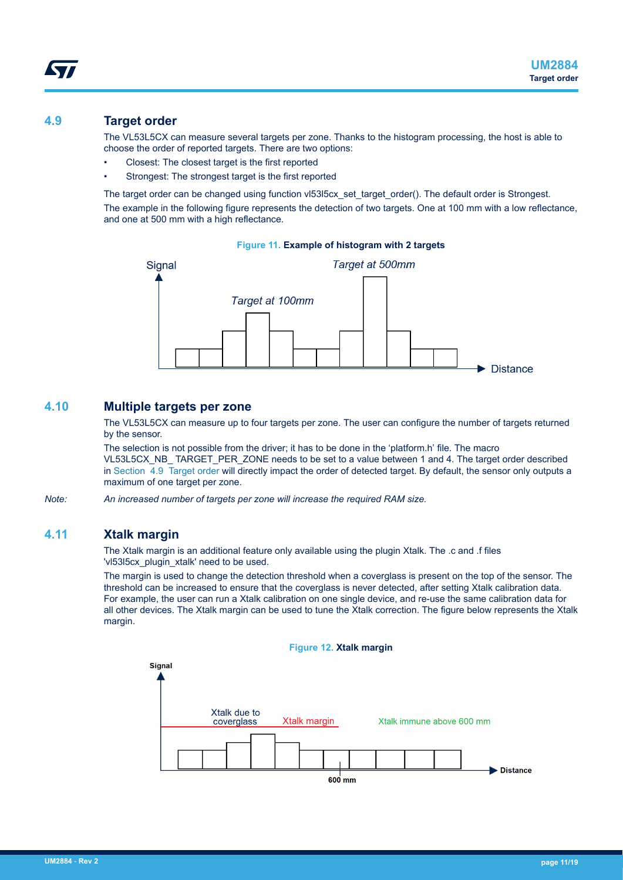## 4.9 Target order

The VL53L5CX can measure several targets per zone. Thanks to the histogram processing, the host is able to choose the order of reported targets. There are two options:

- Closest: The closest target is the first reported
- Strongest: The strongest target is the first reported

The target order can be changed using function vl53l5cx_set_target_order(). The default order is Strongest.

The example in the following figure represents the detection of two targets. One at 100 mm with a low reflectance, and one at 500 mm with a high reflectance.

**Figure 11. Example of histogram with 2 targets**

## 4.10 Multiple targets per zone

The VL53L5CX can measure up to four targets per zone. The user can configure the number of targets returned by the sensor.

The selection is not possible from the driver; it has to be done in the 'platform.h' file. The macro VL53L5CX_NB_ TARGET_PER_ZONE needs to be set to a value between 1 and 4. The target order described in Section 4.9 Target order will directly impact the order of detected target. By default, the sensor only outputs a maximum of one target per zone.

*Note: An increased number of targets per zone will increase the required RAM size.*

## 4.11 Xtalk margin

The Xtalk margin is an additional feature only available using the plugin Xtalk. The .c and .f files 'vl53l5cx_plugin_xtalk' need to be used.

The margin is used to change the detection threshold when a coverglass is present on the top of the sensor. The threshold can be increased to ensure that the coverglass is never detected, after setting Xtalk calibration data. For example, the user can run a Xtalk calibration on one single device, and re-use the same calibration data for all other devices. The Xtalk margin can be used to tune the Xtalk correction. The figure below represents the Xtalk margin.

**Figure 12. Xtalk margin**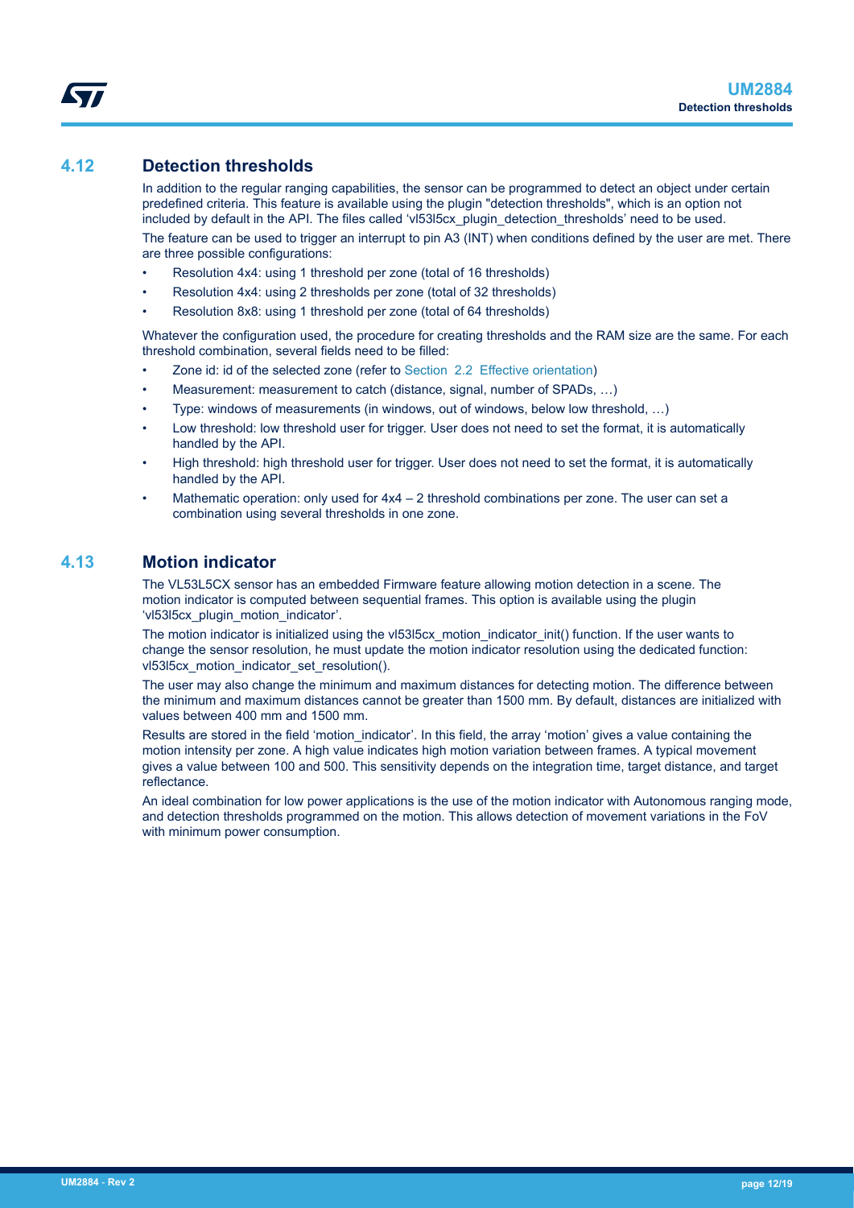## 4.12 Detection thresholds

In addition to the regular ranging capabilities, the sensor can be programmed to detect an object under certain predefined criteria. This feature is available using the plugin "detection thresholds", which is an option not included by default in the API. The files called 'vl53l5cx_plugin_detection_thresholds' need to be used.

The feature can be used to trigger an interrupt to pin A3 (INT) when conditions defined by the user are met. There are three possible configurations:

- Resolution 4x4: using 1 threshold per zone (total of 16 thresholds)
- Resolution 4x4: using 2 thresholds per zone (total of 32 thresholds)
- Resolution 8x8: using 1 threshold per zone (total of 64 thresholds)

Whatever the configuration used, the procedure for creating thresholds and the RAM size are the same. For each threshold combination, several fields need to be filled:

- Zone id: id of the selected zone (refer to Section 2.2 Effective orientation)
- Measurement: measurement to catch (distance, signal, number of SPADs, …)
- Type: windows of measurements (in windows, out of windows, below low threshold, …)
- Low threshold: low threshold user for trigger. User does not need to set the format, it is automatically handled by the API.
- High threshold: high threshold user for trigger. User does not need to set the format, it is automatically handled by the API.
- Mathematic operation: only used for 4x4 – 2 threshold combinations per zone. The user can set a combination using several thresholds in one zone.

## 4.13 Motion indicator

The VL53L5CX sensor has an embedded Firmware feature allowing motion detection in a scene. The motion indicator is computed between sequential frames. This option is available using the plugin 'vl53l5cx_plugin_motion_indicator'.

The motion indicator is initialized using the vl53l5cx_motion_indicator_init() function. If the user wants to change the sensor resolution, he must update the motion indicator resolution using the dedicated function: vl53l5cx_motion_indicator_set_resolution().

The user may also change the minimum and maximum distances for detecting motion. The difference between the minimum and maximum distances cannot be greater than 1500 mm. By default, distances are initialized with values between 400 mm and 1500 mm.

Results are stored in the field 'motion_indicator'. In this field, the array 'motion' gives a value containing the motion intensity per zone. A high value indicates high motion variation between frames. A typical movement gives a value between 100 and 500. This sensitivity depends on the integration time, target distance, and target reflectance.

An ideal combination for low power applications is the use of the motion indicator with Autonomous ranging mode, and detection thresholds programmed on the motion. This allows detection of movement variations in the FoV with minimum power consumption.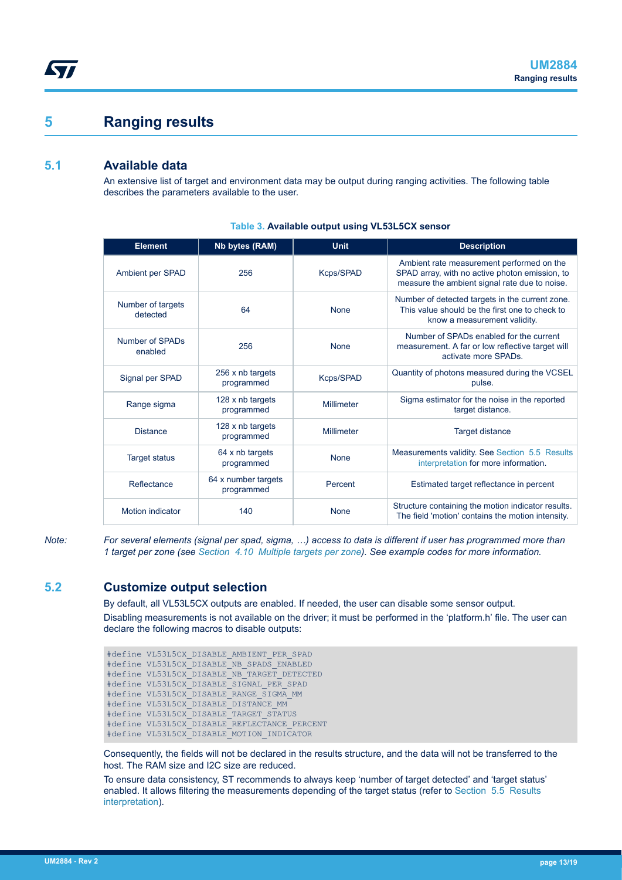# 5 Ranging results

## 5.1 Available data

An extensive list of target and environment data may be output during ranging activities. The following table describes the parameters available to the user.

**Table 3. Available output using VL53L5CX sensor**

| Element | Nb bytes (RAM) | Unit | Description |
|---|---|---|---|
| Ambient per SPAD | 256 | Kcps/SPAD | Ambient rate measurement performed on the SPAD array, with no active photon emission, to measure the ambient signal rate due to noise. |
| Number of targets detected | 64 | None | Number of detected targets in the current zone. This value should be the first one to check to know a measurement validity. |
| Number of SPADs enabled | 256 | None | Number of SPADs enabled for the current measurement. A far or low reflective target will activate more SPADs. |
| Signal per SPAD | 256 x nb targets programmed | Kcps/SPAD | Quantity of photons measured during the VCSEL pulse. |
| Range sigma | 128 x nb targets programmed | Millimeter | Sigma estimator for the noise in the reported target distance. |
| Distance | 128 x nb targets programmed | Millimeter | Target distance |
| Target status | 64 x nb targets programmed | None | Measurements validity. See Section 5.5 Results interpretation for more information. |
| Reflectance | 64 x number targets programmed | Percent | Estimated target reflectance in percent |
| Motion indicator | 140 | None | Structure containing the motion indicator results. The field 'motion' contains the motion intensity. |

*Note: For several elements (signal per spad, sigma, …) access to data is different if user has programmed more than 1 target per zone (see Section 4.10 Multiple targets per zone). See example codes for more information.*

## 5.2 Customize output selection

By default, all VL53L5CX outputs are enabled. If needed, the user can disable some sensor output.

Disabling measurements is not available on the driver; it must be performed in the 'platform.h' file. The user can declare the following macros to disable outputs:

```
#define VL53L5CX_DISABLE_AMBIENT_PER_SPAD
#define VL53L5CX_DISABLE_NB_SPADS_ENABLED
#define VL53L5CX_DISABLE_NB_TARGET_DETECTED
#define VL53L5CX_DISABLE_SIGNAL_PER_SPAD
#define VL53L5CX_DISABLE_RANGE_SIGMA_MM
#define VL53L5CX_DISABLE_DISTANCE_MM
#define VL53L5CX_DISABLE_TARGET_STATUS
#define VL53L5CX_DISABLE_REFLECTANCE_PERCENT
#define VL53L5CX_DISABLE_MOTION_INDICATOR
```

Consequently, the fields will not be declared in the results structure, and the data will not be transferred to the host. The RAM size and I2C size are reduced.

To ensure data consistency, ST recommends to always keep 'number of target detected' and 'target status' enabled. It allows filtering the measurements depending of the target status (refer to Section 5.5 Results interpretation).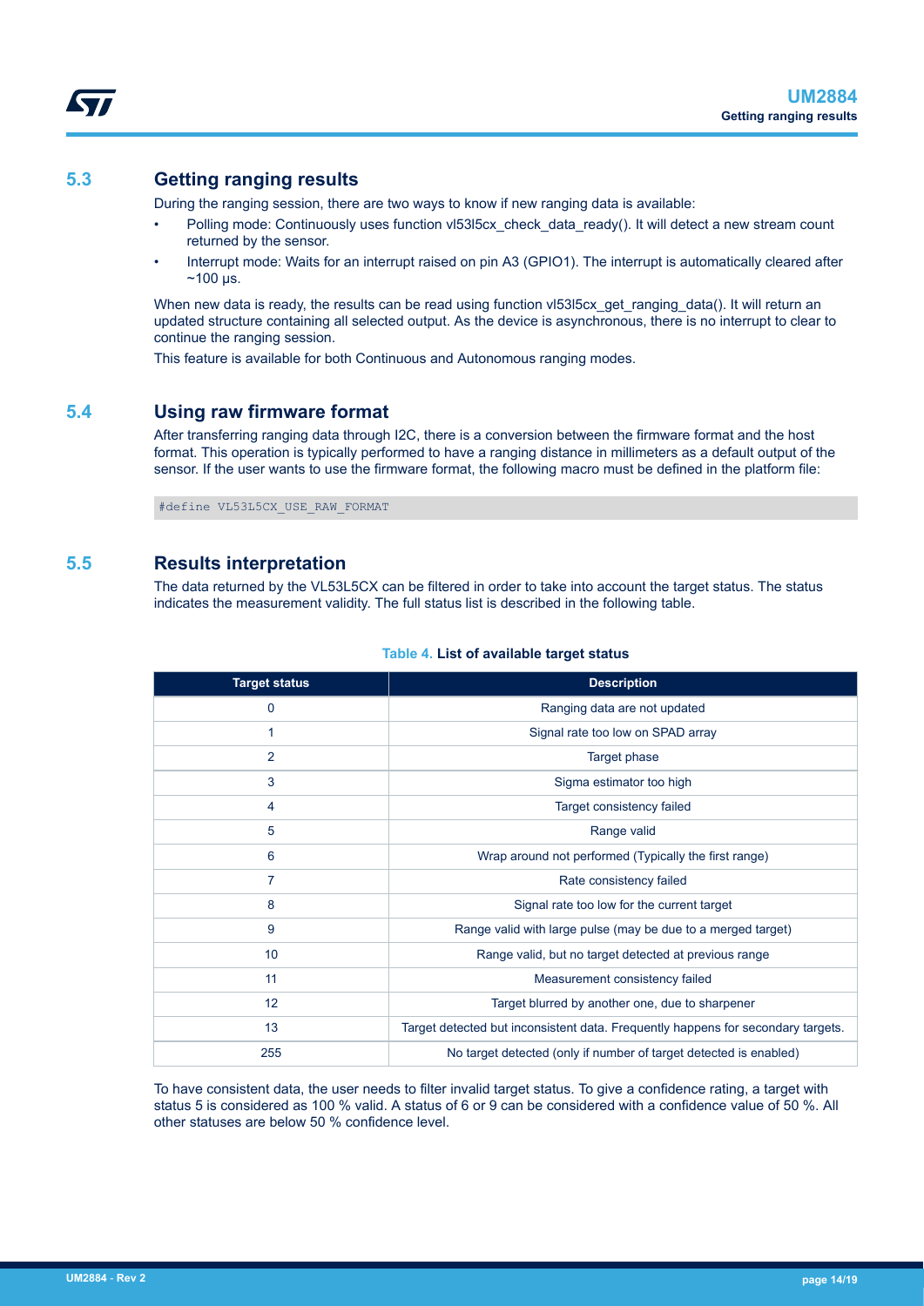## 5.3 Getting ranging results

During the ranging session, there are two ways to know if new ranging data is available:

- Polling mode: Continuously uses function vl53l5cx_check_data_ready(). It will detect a new stream count returned by the sensor.
- Interrupt mode: Waits for an interrupt raised on pin A3 (GPIO1). The interrupt is automatically cleared after ~100 µs.

When new data is ready, the results can be read using function vl53l5cx_get_ranging_data(). It will return an updated structure containing all selected output. As the device is asynchronous, there is no interrupt to clear to continue the ranging session.

This feature is available for both Continuous and Autonomous ranging modes.

## 5.4 Using raw firmware format

After transferring ranging data through I2C, there is a conversion between the firmware format and the host format. This operation is typically performed to have a ranging distance in millimeters as a default output of the sensor. If the user wants to use the firmware format, the following macro must be defined in the platform file:

```
#define VL53L5CX_USE_RAW_FORMAT
```

## 5.5 Results interpretation

The data returned by the VL53L5CX can be filtered in order to take into account the target status. The status indicates the measurement validity. The full status list is described in the following table.

**Table 4. List of available target status**

| Target status | Description |
| --- | --- |
| 0 | Ranging data are not updated |
| 1 | Signal rate too low on SPAD array |
| 2 | Target phase |
| 3 | Sigma estimator too high |
| 4 | Target consistency failed |
| 5 | Range valid |
| 6 | Wrap around not performed (Typically the first range) |
| 7 | Rate consistency failed |
| 8 | Signal rate too low for the current target |
| 9 | Range valid with large pulse (may be due to a merged target) |
| 10 | Range valid, but no target detected at previous range |
| 11 | Measurement consistency failed |
| 12 | Target blurred by another one, due to sharpener |
| 13 | Target detected but inconsistent data. Frequently happens for secondary targets. |
| 255 | No target detected (only if number of target detected is enabled) |

To have consistent data, the user needs to filter invalid target status. To give a confidence rating, a target with status 5 is considered as 100 % valid. A status of 6 or 9 can be considered with a confidence value of 50 %. All other statuses are below 50 % confidence level.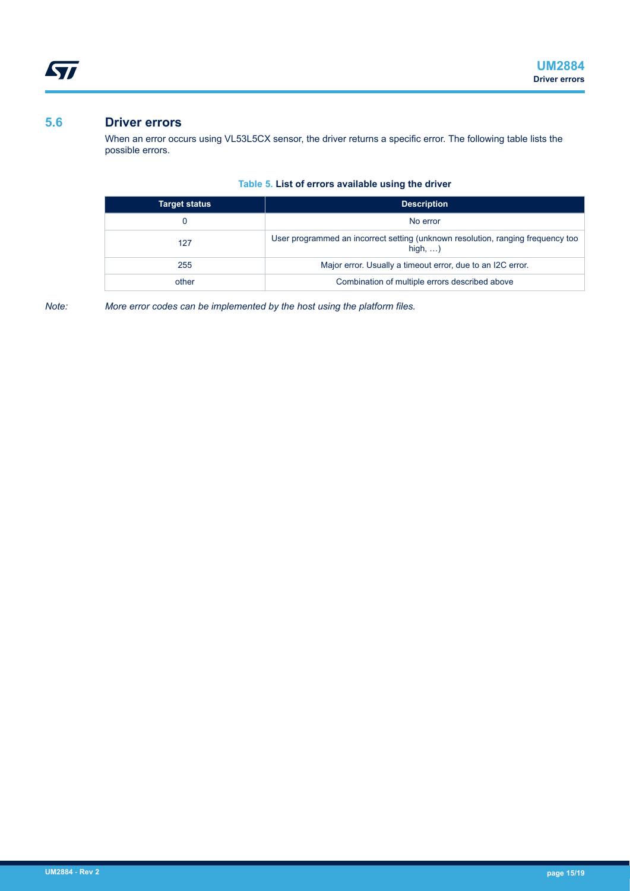## 5.6 Driver errors

When an error occurs using VL53L5CX sensor, the driver returns a specific error. The following table lists the possible errors.

**Table 5. List of errors available using the driver**

| Target status | Description |
|---|---|
| 0 | No error |
| 127 | User programmed an incorrect setting (unknown resolution, ranging frequency too high, …) |
| 255 | Major error. Usually a timeout error, due to an I2C error. |
| other | Combination of multiple errors described above |

*Note: More error codes can be implemented by the host using the platform files.*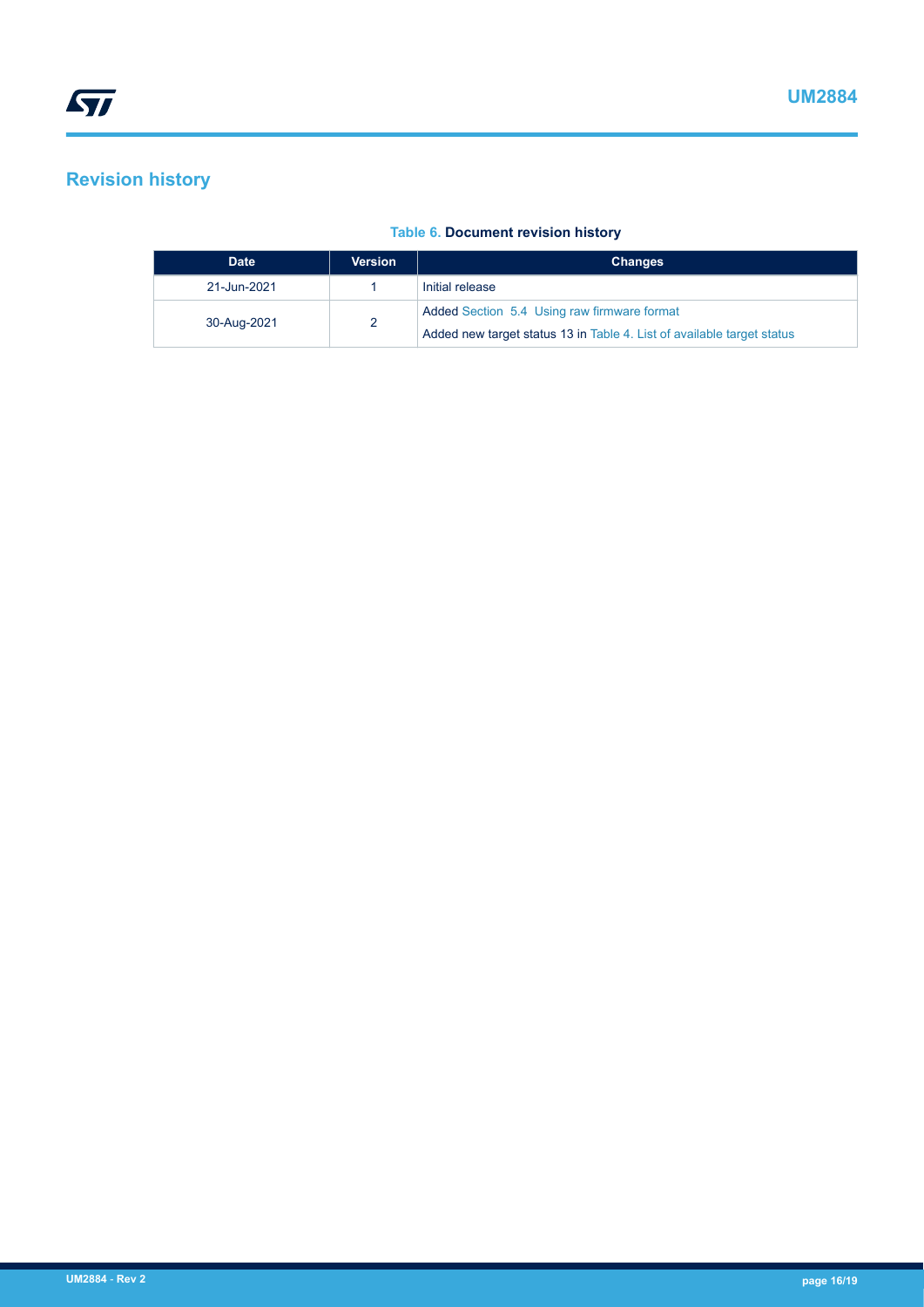# Revision history

**Table 6. Document revision history**

| Date | Version | Changes |
| --- | --- | --- |
| 21-Jun-2021 | 1 | Initial release |
| 30-Aug-2021 | 2 | Added Section 5.4 Using raw firmware format<br>Added new target status 13 in Table 4. List of available target status |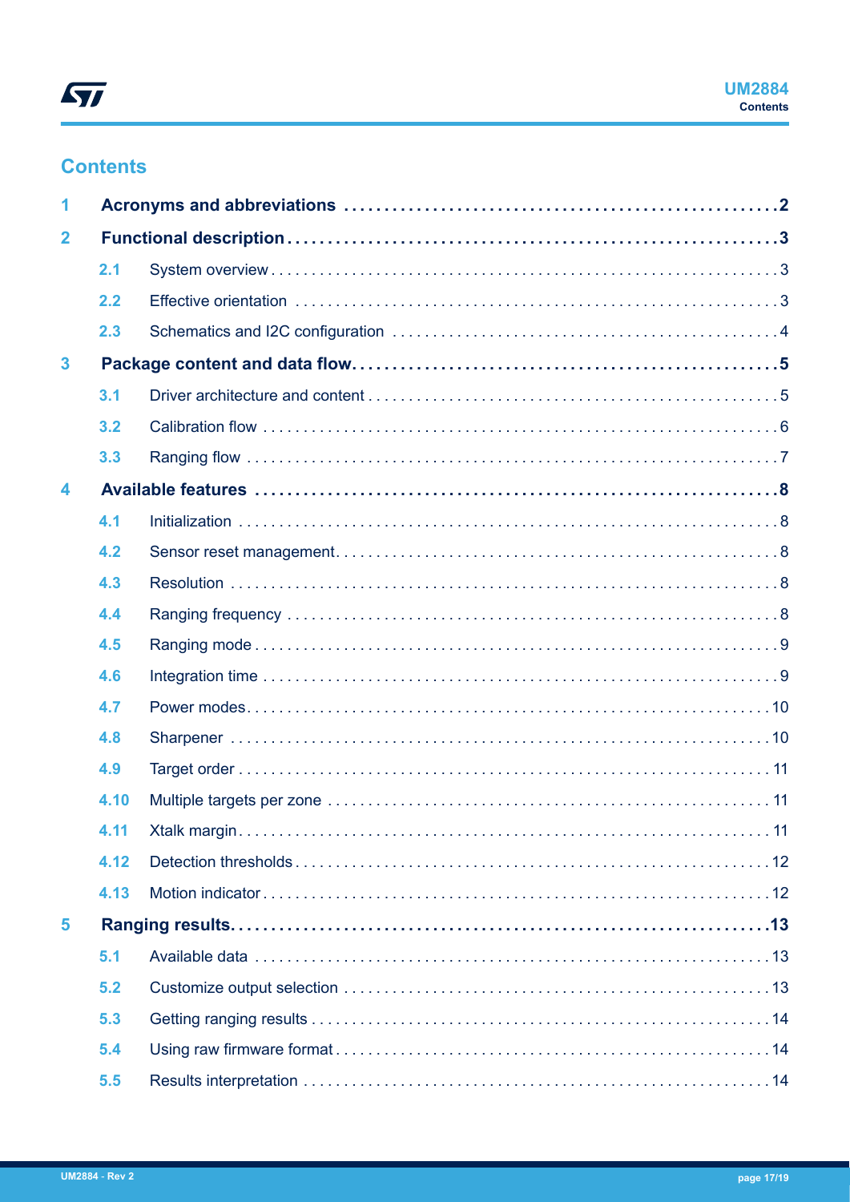# Contents

1 Acronyms and abbreviations . . . . . . . . . . . . . . . . . . . . . . . . . . . . . . . . . . . . . . . . . . . . . . . . . . . .2

2 Functional description . . . . . . . . . . . . . . . . . . . . . . . . . . . . . . . . . . . . . . . . . . . . . . . . . . . . . . . . . .3

2.1 System overview . . . . . . . . . . . . . . . . . . . . . . . . . . . . . . . . . . . . . . . . . . . . . . . . . . . . . . . . . . . . . 3

2.2 Effective orientation . . . . . . . . . . . . . . . . . . . . . . . . . . . . . . . . . . . . . . . . . . . . . . . . . . . . . . . . . . 3

2.3 Schematics and I2C configuration . . . . . . . . . . . . . . . . . . . . . . . . . . . . . . . . . . . . . . . . . . . . . . 4

3 Package content and data flow. . . . . . . . . . . . . . . . . . . . . . . . . . . . . . . . . . . . . . . . . . . . . . . . . . .5

3.1 Driver architecture and content . . . . . . . . . . . . . . . . . . . . . . . . . . . . . . . . . . . . . . . . . . . . . . . . . 5

3.2 Calibration flow . . . . . . . . . . . . . . . . . . . . . . . . . . . . . . . . . . . . . . . . . . . . . . . . . . . . . . . . . . . . . . 6

3.3 Ranging flow . . . . . . . . . . . . . . . . . . . . . . . . . . . . . . . . . . . . . . . . . . . . . . . . . . . . . . . . . . . . . . . . 7

4 Available features . . . . . . . . . . . . . . . . . . . . . . . . . . . . . . . . . . . . . . . . . . . . . . . . . . . . . . . . . . . . . .8

4.1 Initialization . . . . . . . . . . . . . . . . . . . . . . . . . . . . . . . . . . . . . . . . . . . . . . . . . . . . . . . . . . . . . . . . . 8

4.2 Sensor reset management. . . . . . . . . . . . . . . . . . . . . . . . . . . . . . . . . . . . . . . . . . . . . . . . . . . . . 8

4.3 Resolution . . . . . . . . . . . . . . . . . . . . . . . . . . . . . . . . . . . . . . . . . . . . . . . . . . . . . . . . . . . . . . . . . . 8

4.4 Ranging frequency . . . . . . . . . . . . . . . . . . . . . . . . . . . . . . . . . . . . . . . . . . . . . . . . . . . . . . . . . . . 8

4.5 Ranging mode . . . . . . . . . . . . . . . . . . . . . . . . . . . . . . . . . . . . . . . . . . . . . . . . . . . . . . . . . . . . . . . 9

4.6 Integration time . . . . . . . . . . . . . . . . . . . . . . . . . . . . . . . . . . . . . . . . . . . . . . . . . . . . . . . . . . . . . . 9

4.7 Power modes. . . . . . . . . . . . . . . . . . . . . . . . . . . . . . . . . . . . . . . . . . . . . . . . . . . . . . . . . . . . . . . . 10

4.8 Sharpener . . . . . . . . . . . . . . . . . . . . . . . . . . . . . . . . . . . . . . . . . . . . . . . . . . . . . . . . . . . . . . . . . 10

4.9 Target order . . . . . . . . . . . . . . . . . . . . . . . . . . . . . . . . . . . . . . . . . . . . . . . . . . . . . . . . . . . . . . . . 11

4.10 Multiple targets per zone . . . . . . . . . . . . . . . . . . . . . . . . . . . . . . . . . . . . . . . . . . . . . . . . . . . . . 11

4.11 Xtalk margin. . . . . . . . . . . . . . . . . . . . . . . . . . . . . . . . . . . . . . . . . . . . . . . . . . . . . . . . . . . . . . . . 11

4.12 Detection thresholds. . . . . . . . . . . . . . . . . . . . . . . . . . . . . . . . . . . . . . . . . . . . . . . . . . . . . . . . . 12

4.13 Motion indicator . . . . . . . . . . . . . . . . . . . . . . . . . . . . . . . . . . . . . . . . . . . . . . . . . . . . . . . . . . . . 12

5 Ranging results. . . . . . . . . . . . . . . . . . . . . . . . . . . . . . . . . . . . . . . . . . . . . . . . . . . . . . . . . . . . . . . .13

5.1 Available data . . . . . . . . . . . . . . . . . . . . . . . . . . . . . . . . . . . . . . . . . . . . . . . . . . . . . . . . . . . . . . 13

5.2 Customize output selection . . . . . . . . . . . . . . . . . . . . . . . . . . . . . . . . . . . . . . . . . . . . . . . . . . . 13

5.3 Getting ranging results . . . . . . . . . . . . . . . . . . . . . . . . . . . . . . . . . . . . . . . . . . . . . . . . . . . . . . 14

5.4 Using raw firmware format . . . . . . . . . . . . . . . . . . . . . . . . . . . . . . . . . . . . . . . . . . . . . . . . . . . 14

5.5 Results interpretation . . . . . . . . . . . . . . . . . . . . . . . . . . . . . . . . . . . . . . . . . . . . . . . . . . . . . . . 14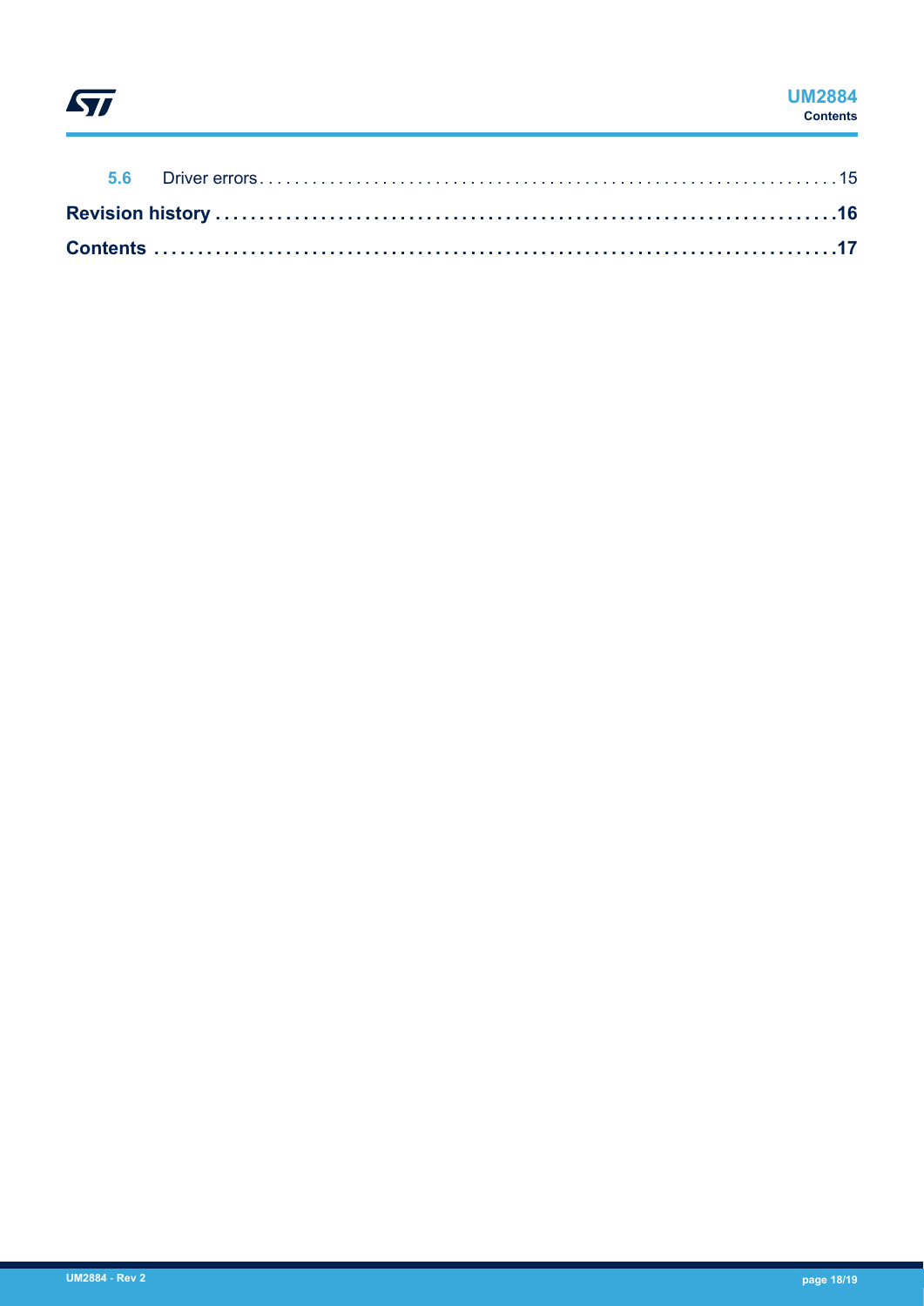5.6 Driver errors . . . . . . . . . . . . . . . . . . . . . . . . . . . . . . . . . . . . . . . . . . . . . . . . . . . . . . . . . . . . . 15

**Revision history . . . . . . . . . . . . . . . . . . . . . . . . . . . . . . . . . . . . . . . . . . . . . . . . . . . . . . . . . . . . . . . . . 16**

**Contents . . . . . . . . . . . . . . . . . . . . . . . . . . . . . . . . . . . . . . . . . . . . . . . . . . . . . . . . . . . . . . . . . . . . . . . 17**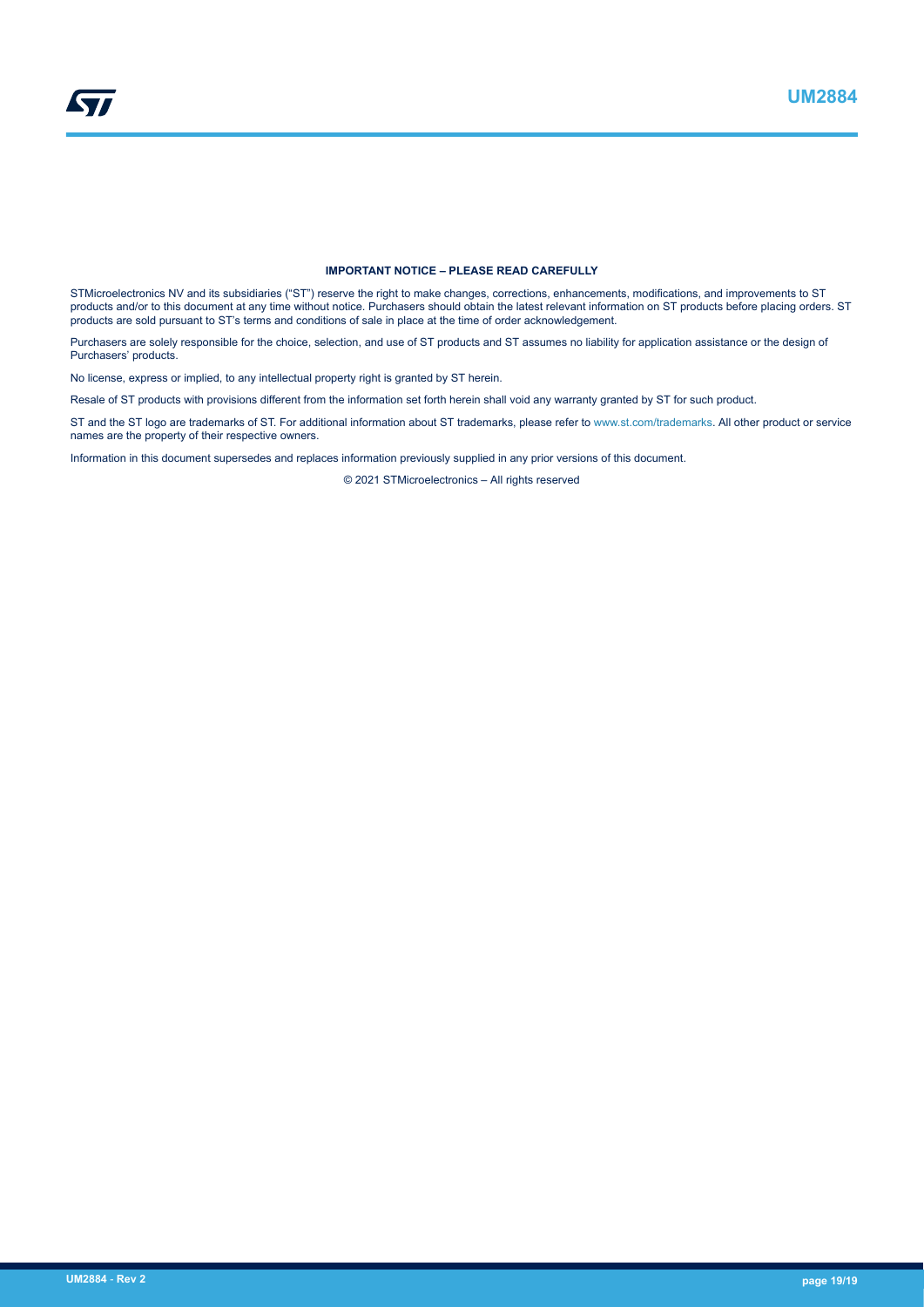**IMPORTANT NOTICE – PLEASE READ CAREFULLY**

STMicroelectronics NV and its subsidiaries ("ST") reserve the right to make changes, corrections, enhancements, modifications, and improvements to ST products and/or to this document at any time without notice. Purchasers should obtain the latest relevant information on ST products before placing orders. ST products are sold pursuant to ST's terms and conditions of sale in place at the time of order acknowledgement.

Purchasers are solely responsible for the choice, selection, and use of ST products and ST assumes no liability for application assistance or the design of Purchasers' products.

No license, express or implied, to any intellectual property right is granted by ST herein.

Resale of ST products with provisions different from the information set forth herein shall void any warranty granted by ST for such product.

ST and the ST logo are trademarks of ST. For additional information about ST trademarks, please refer to www.st.com/trademarks. All other product or service names are the property of their respective owners.

Information in this document supersedes and replaces information previously supplied in any prior versions of this document.

© 2021 STMicroelectronics – All rights reserved